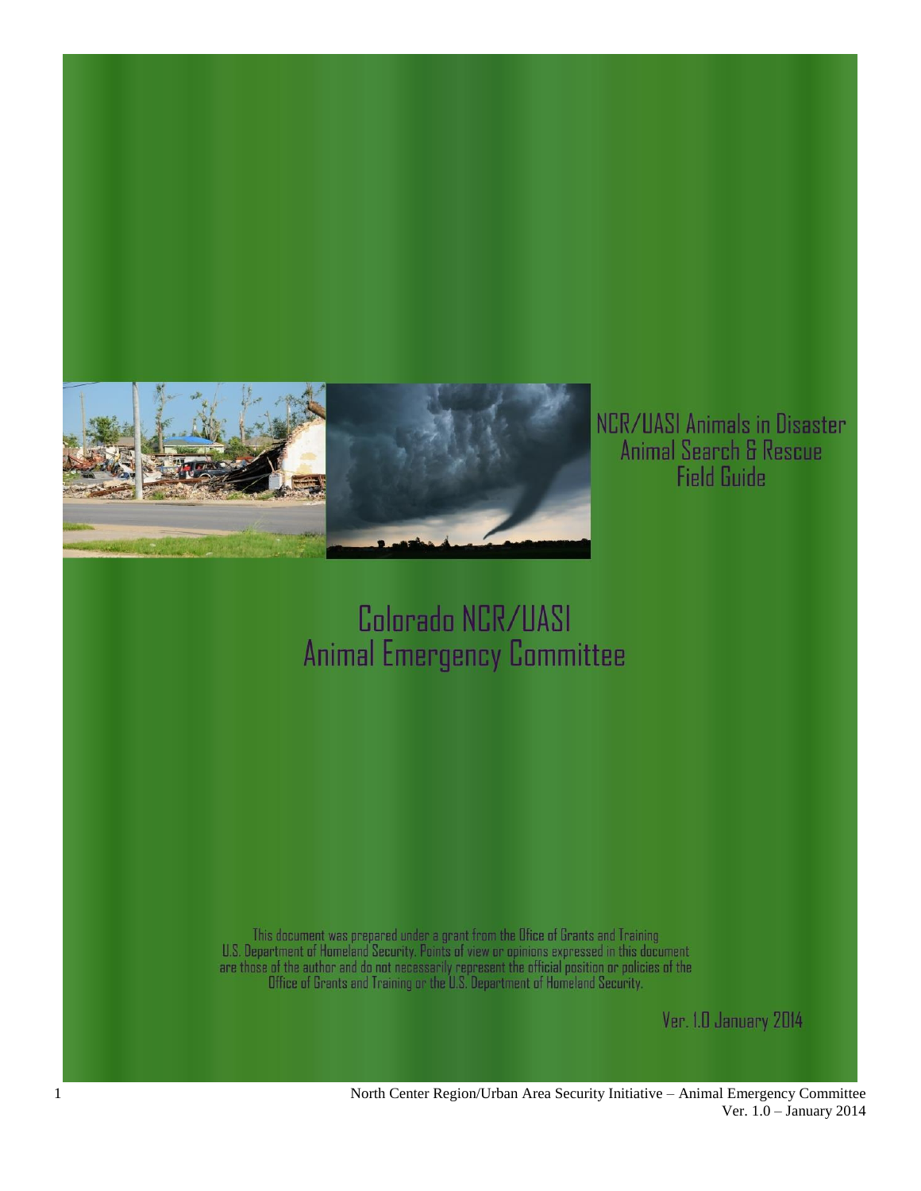# NCR/UASI Animals in Disaster Animal Search & Rescue Field Guide

## Colorado NCR/UASI Animal Emergency Committee

This document was prepared under a grant from the Ofice of Grants and Training U.S. Department of Homeland Security. Points of view or opinions expressed in this document are those of the author and do not necessarily represent the official position or policies of the Office of Grants and Training or the U.S. Department of Homeland Security.

Ver. 1.0 January 2014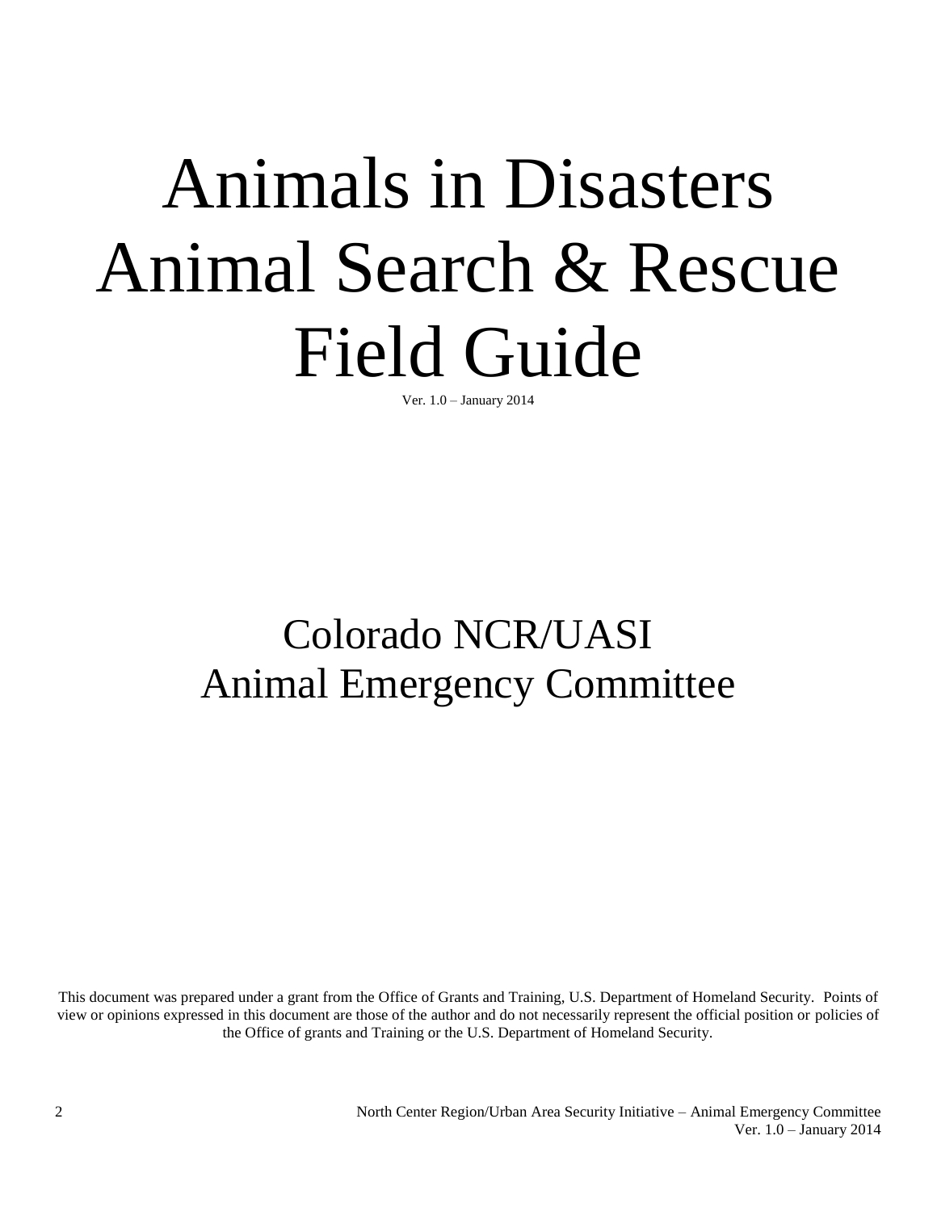# Animals in Disasters Animal Search & Rescue Field Guide

Ver. 1.0 – January 2014

## Colorado NCR/UASI Animal Emergency Committee

This document was prepared under a grant from the Office of Grants and Training, U.S. Department of Homeland Security. Points of view or opinions expressed in this document are those of the author and do not necessarily represent the official position or policies of the Office of grants and Training or the U.S. Department of Homeland Security.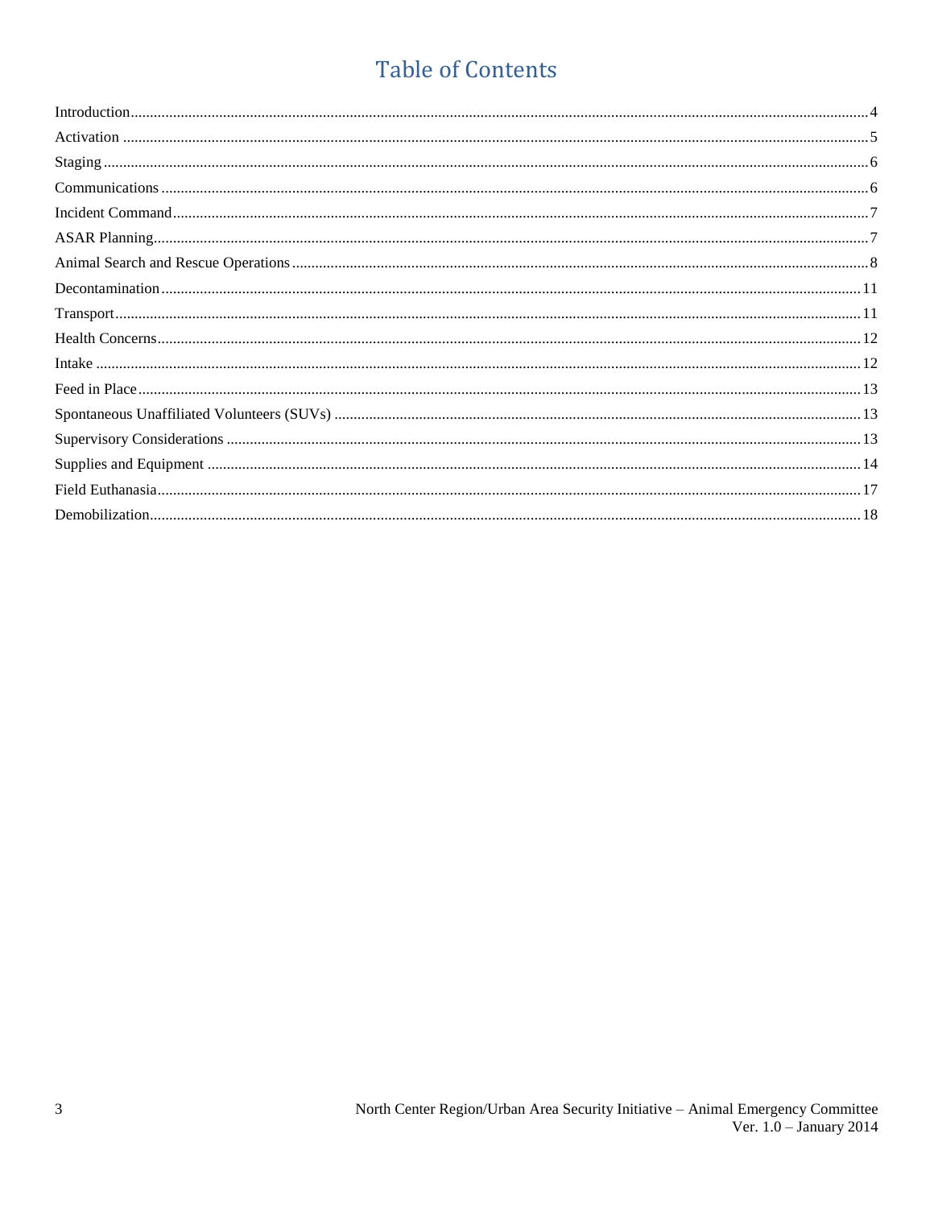# Table of Contents

Introduction....4
Activation....5
Staging....6
Communications....6
Incident Command....7
ASAR Planning....7
Animal Search and Rescue Operations....8
Decontamination....11
Transport....11
Health Concerns....12
Intake....12
Feed in Place....13
Spontaneous Unaffiliated Volunteers (SUVs)....13
Supervisory Considerations....13
Supplies and Equipment....14
Field Euthanasia....17
Demobilization....18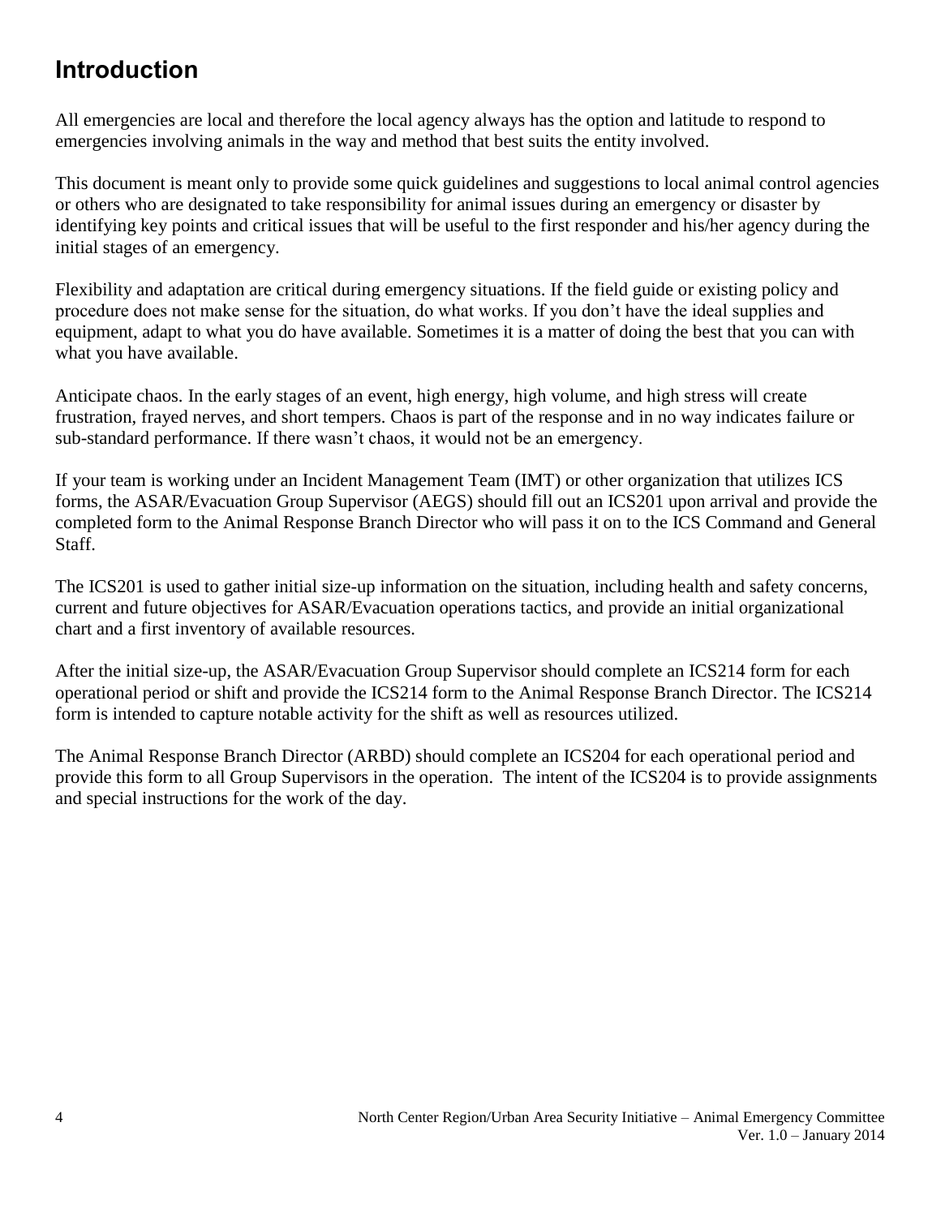## Introduction

All emergencies are local and therefore the local agency always has the option and latitude to respond to emergencies involving animals in the way and method that best suits the entity involved.

This document is meant only to provide some quick guidelines and suggestions to local animal control agencies or others who are designated to take responsibility for animal issues during an emergency or disaster by identifying key points and critical issues that will be useful to the first responder and his/her agency during the initial stages of an emergency.

Flexibility and adaptation are critical during emergency situations. If the field guide or existing policy and procedure does not make sense for the situation, do what works. If you don't have the ideal supplies and equipment, adapt to what you do have available. Sometimes it is a matter of doing the best that you can with what you have available.

Anticipate chaos. In the early stages of an event, high energy, high volume, and high stress will create frustration, frayed nerves, and short tempers. Chaos is part of the response and in no way indicates failure or sub-standard performance. If there wasn't chaos, it would not be an emergency.

If your team is working under an Incident Management Team (IMT) or other organization that utilizes ICS forms, the ASAR/Evacuation Group Supervisor (AEGS) should fill out an ICS201 upon arrival and provide the completed form to the Animal Response Branch Director who will pass it on to the ICS Command and General Staff.

The ICS201 is used to gather initial size-up information on the situation, including health and safety concerns, current and future objectives for ASAR/Evacuation operations tactics, and provide an initial organizational chart and a first inventory of available resources.

After the initial size-up, the ASAR/Evacuation Group Supervisor should complete an ICS214 form for each operational period or shift and provide the ICS214 form to the Animal Response Branch Director. The ICS214 form is intended to capture notable activity for the shift as well as resources utilized.

The Animal Response Branch Director (ARBD) should complete an ICS204 for each operational period and provide this form to all Group Supervisors in the operation. The intent of the ICS204 is to provide assignments and special instructions for the work of the day.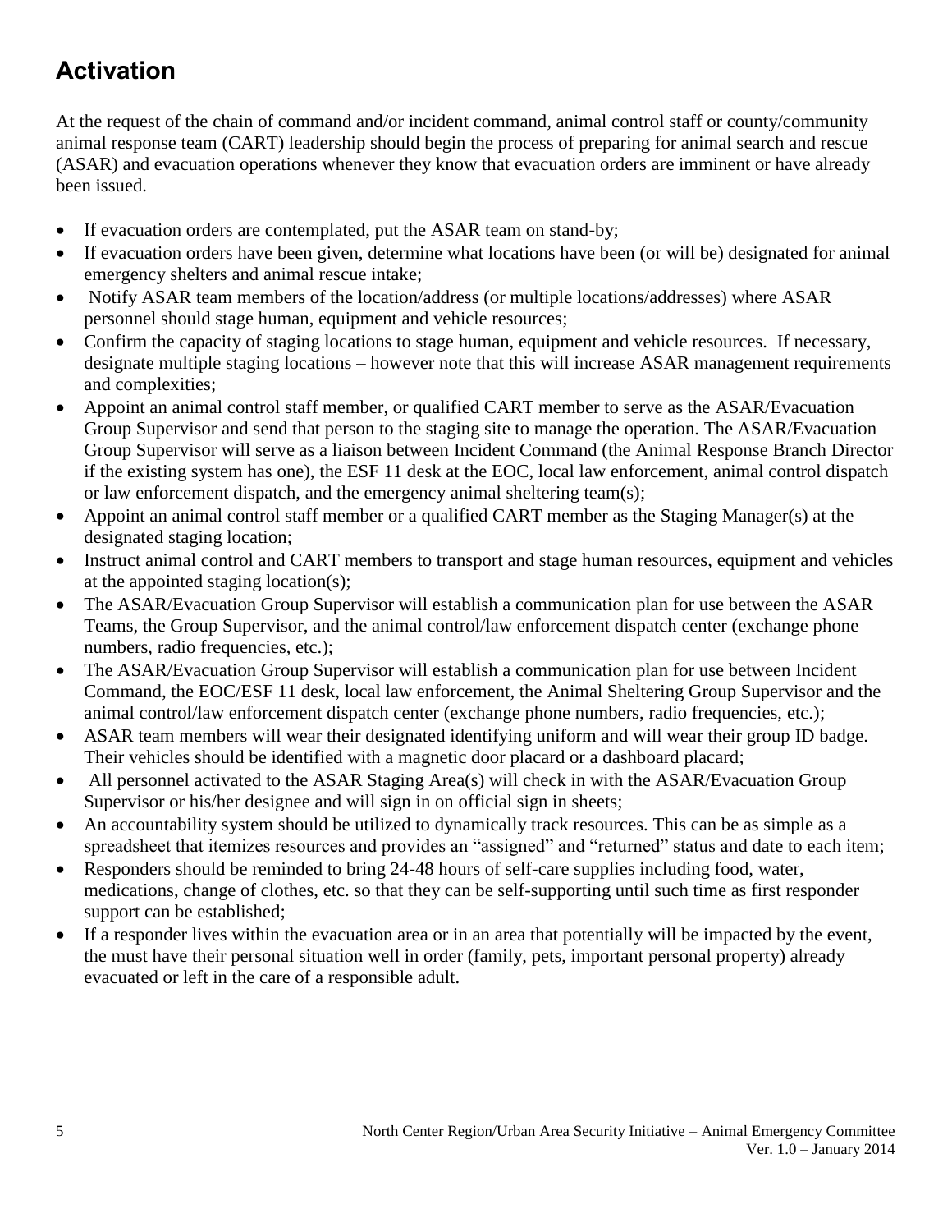# Activation

At the request of the chain of command and/or incident command, animal control staff or county/community animal response team (CART) leadership should begin the process of preparing for animal search and rescue (ASAR) and evacuation operations whenever they know that evacuation orders are imminent or have already been issued.

- If evacuation orders are contemplated, put the ASAR team on stand-by;
- If evacuation orders have been given, determine what locations have been (or will be) designated for animal emergency shelters and animal rescue intake;
- Notify ASAR team members of the location/address (or multiple locations/addresses) where ASAR personnel should stage human, equipment and vehicle resources;
- Confirm the capacity of staging locations to stage human, equipment and vehicle resources. If necessary, designate multiple staging locations – however note that this will increase ASAR management requirements and complexities;
- Appoint an animal control staff member, or qualified CART member to serve as the ASAR/Evacuation Group Supervisor and send that person to the staging site to manage the operation. The ASAR/Evacuation Group Supervisor will serve as a liaison between Incident Command (the Animal Response Branch Director if the existing system has one), the ESF 11 desk at the EOC, local law enforcement, animal control dispatch or law enforcement dispatch, and the emergency animal sheltering team(s);
- Appoint an animal control staff member or a qualified CART member as the Staging Manager(s) at the designated staging location;
- Instruct animal control and CART members to transport and stage human resources, equipment and vehicles at the appointed staging location(s);
- The ASAR/Evacuation Group Supervisor will establish a communication plan for use between the ASAR Teams, the Group Supervisor, and the animal control/law enforcement dispatch center (exchange phone numbers, radio frequencies, etc.);
- The ASAR/Evacuation Group Supervisor will establish a communication plan for use between Incident Command, the EOC/ESF 11 desk, local law enforcement, the Animal Sheltering Group Supervisor and the animal control/law enforcement dispatch center (exchange phone numbers, radio frequencies, etc.);
- ASAR team members will wear their designated identifying uniform and will wear their group ID badge. Their vehicles should be identified with a magnetic door placard or a dashboard placard;
- All personnel activated to the ASAR Staging Area(s) will check in with the ASAR/Evacuation Group Supervisor or his/her designee and will sign in on official sign in sheets;
- An accountability system should be utilized to dynamically track resources. This can be as simple as a spreadsheet that itemizes resources and provides an "assigned" and "returned" status and date to each item;
- Responders should be reminded to bring 24-48 hours of self-care supplies including food, water, medications, change of clothes, etc. so that they can be self-supporting until such time as first responder support can be established;
- If a responder lives within the evacuation area or in an area that potentially will be impacted by the event, the must have their personal situation well in order (family, pets, important personal property) already evacuated or left in the care of a responsible adult.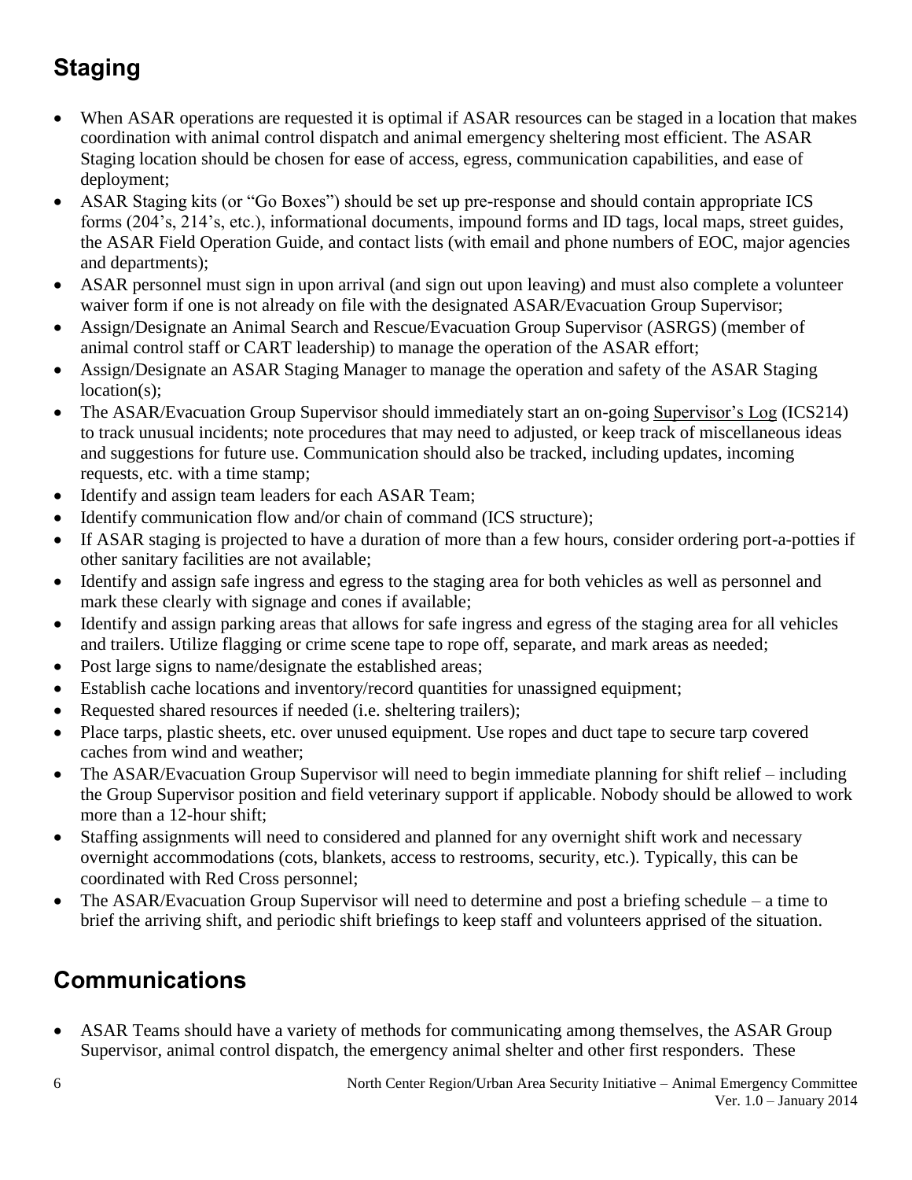## Staging

- When ASAR operations are requested it is optimal if ASAR resources can be staged in a location that makes coordination with animal control dispatch and animal emergency sheltering most efficient. The ASAR Staging location should be chosen for ease of access, egress, communication capabilities, and ease of deployment;
- ASAR Staging kits (or "Go Boxes") should be set up pre-response and should contain appropriate ICS forms (204's, 214's, etc.), informational documents, impound forms and ID tags, local maps, street guides, the ASAR Field Operation Guide, and contact lists (with email and phone numbers of EOC, major agencies and departments);
- ASAR personnel must sign in upon arrival (and sign out upon leaving) and must also complete a volunteer waiver form if one is not already on file with the designated ASAR/Evacuation Group Supervisor;
- Assign/Designate an Animal Search and Rescue/Evacuation Group Supervisor (ASRGS) (member of animal control staff or CART leadership) to manage the operation of the ASAR effort;
- Assign/Designate an ASAR Staging Manager to manage the operation and safety of the ASAR Staging location(s);
- The ASAR/Evacuation Group Supervisor should immediately start an on-going Supervisor's Log (ICS214) to track unusual incidents; note procedures that may need to adjusted, or keep track of miscellaneous ideas and suggestions for future use. Communication should also be tracked, including updates, incoming requests, etc. with a time stamp;
- Identify and assign team leaders for each ASAR Team;
- Identify communication flow and/or chain of command (ICS structure);
- If ASAR staging is projected to have a duration of more than a few hours, consider ordering port-a-potties if other sanitary facilities are not available;
- Identify and assign safe ingress and egress to the staging area for both vehicles as well as personnel and mark these clearly with signage and cones if available;
- Identify and assign parking areas that allows for safe ingress and egress of the staging area for all vehicles and trailers. Utilize flagging or crime scene tape to rope off, separate, and mark areas as needed;
- Post large signs to name/designate the established areas;
- Establish cache locations and inventory/record quantities for unassigned equipment;
- Requested shared resources if needed (i.e. sheltering trailers);
- Place tarps, plastic sheets, etc. over unused equipment. Use ropes and duct tape to secure tarp covered caches from wind and weather;
- The ASAR/Evacuation Group Supervisor will need to begin immediate planning for shift relief – including the Group Supervisor position and field veterinary support if applicable. Nobody should be allowed to work more than a 12-hour shift;
- Staffing assignments will need to considered and planned for any overnight shift work and necessary overnight accommodations (cots, blankets, access to restrooms, security, etc.). Typically, this can be coordinated with Red Cross personnel;
- The ASAR/Evacuation Group Supervisor will need to determine and post a briefing schedule – a time to brief the arriving shift, and periodic shift briefings to keep staff and volunteers apprised of the situation.

## Communications

- ASAR Teams should have a variety of methods for communicating among themselves, the ASAR Group Supervisor, animal control dispatch, the emergency animal shelter and other first responders. These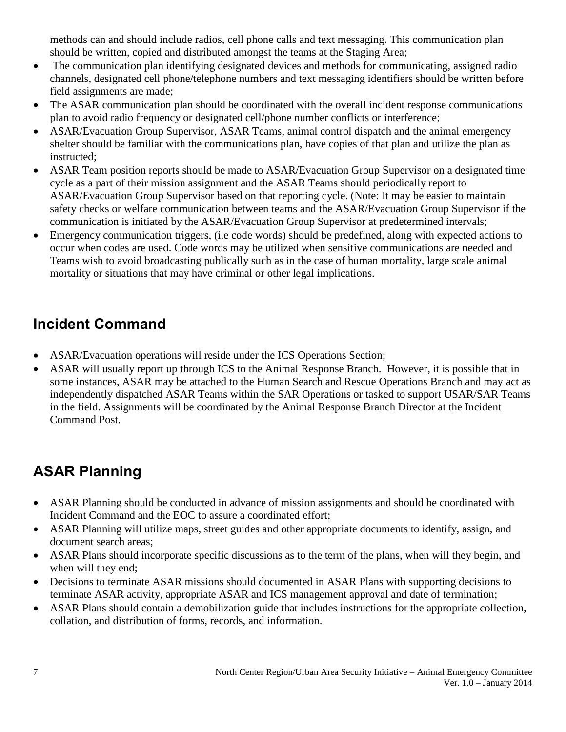methods can and should include radios, cell phone calls and text messaging. This communication plan should be written, copied and distributed amongst the teams at the Staging Area;

- The communication plan identifying designated devices and methods for communicating, assigned radio channels, designated cell phone/telephone numbers and text messaging identifiers should be written before field assignments are made;
- The ASAR communication plan should be coordinated with the overall incident response communications plan to avoid radio frequency or designated cell/phone number conflicts or interference;
- ASAR/Evacuation Group Supervisor, ASAR Teams, animal control dispatch and the animal emergency shelter should be familiar with the communications plan, have copies of that plan and utilize the plan as instructed;
- ASAR Team position reports should be made to ASAR/Evacuation Group Supervisor on a designated time cycle as a part of their mission assignment and the ASAR Teams should periodically report to ASAR/Evacuation Group Supervisor based on that reporting cycle. (Note: It may be easier to maintain safety checks or welfare communication between teams and the ASAR/Evacuation Group Supervisor if the communication is initiated by the ASAR/Evacuation Group Supervisor at predetermined intervals;
- Emergency communication triggers, (i.e code words) should be predefined, along with expected actions to occur when codes are used. Code words may be utilized when sensitive communications are needed and Teams wish to avoid broadcasting publically such as in the case of human mortality, large scale animal mortality or situations that may have criminal or other legal implications.

## Incident Command

- ASAR/Evacuation operations will reside under the ICS Operations Section;
- ASAR will usually report up through ICS to the Animal Response Branch. However, it is possible that in some instances, ASAR may be attached to the Human Search and Rescue Operations Branch and may act as independently dispatched ASAR Teams within the SAR Operations or tasked to support USAR/SAR Teams in the field. Assignments will be coordinated by the Animal Response Branch Director at the Incident Command Post.

## ASAR Planning

- ASAR Planning should be conducted in advance of mission assignments and should be coordinated with Incident Command and the EOC to assure a coordinated effort;
- ASAR Planning will utilize maps, street guides and other appropriate documents to identify, assign, and document search areas;
- ASAR Plans should incorporate specific discussions as to the term of the plans, when will they begin, and when will they end;
- Decisions to terminate ASAR missions should documented in ASAR Plans with supporting decisions to terminate ASAR activity, appropriate ASAR and ICS management approval and date of termination;
- ASAR Plans should contain a demobilization guide that includes instructions for the appropriate collection, collation, and distribution of forms, records, and information.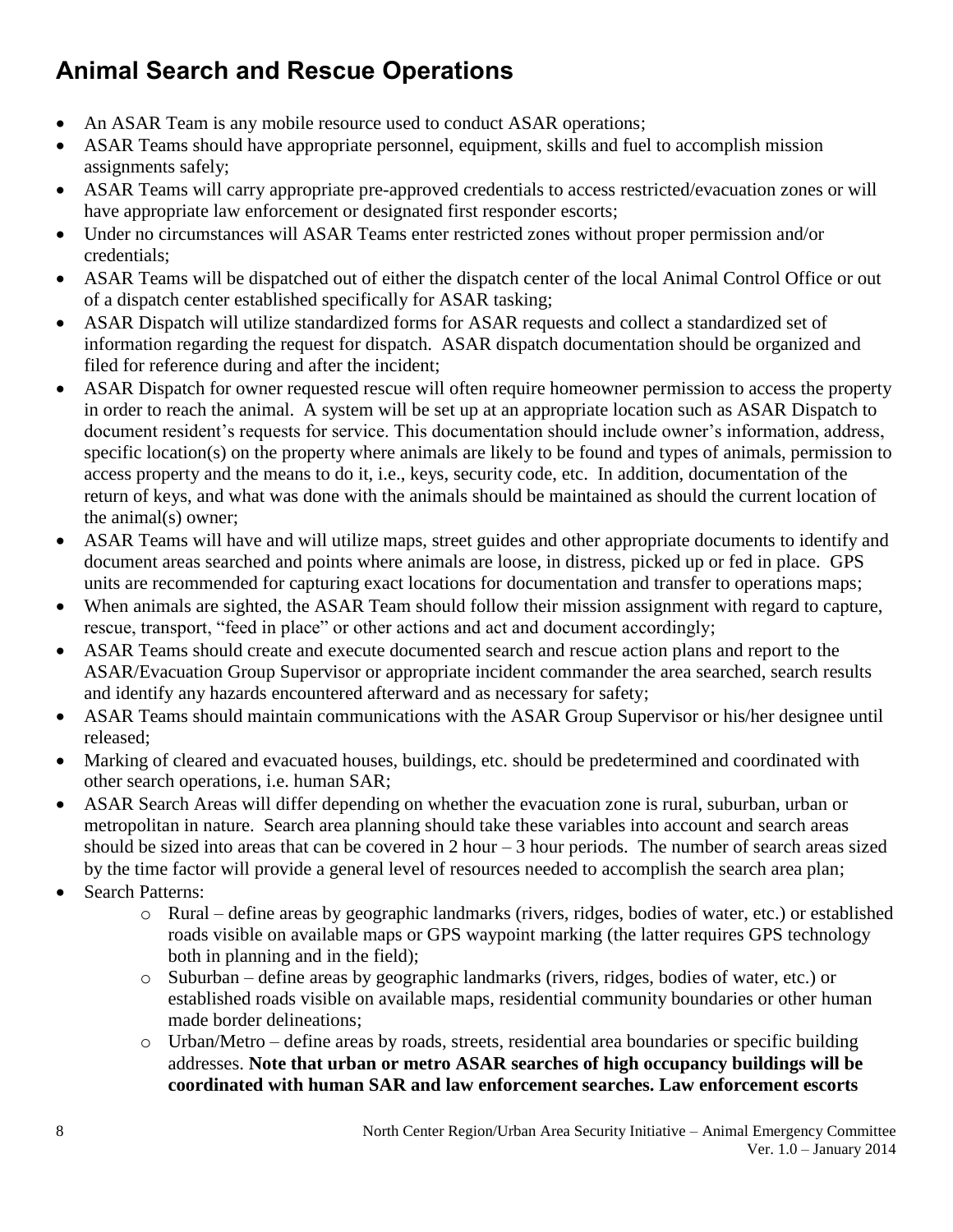## Animal Search and Rescue Operations

- An ASAR Team is any mobile resource used to conduct ASAR operations;
- ASAR Teams should have appropriate personnel, equipment, skills and fuel to accomplish mission assignments safely;
- ASAR Teams will carry appropriate pre-approved credentials to access restricted/evacuation zones or will have appropriate law enforcement or designated first responder escorts;
- Under no circumstances will ASAR Teams enter restricted zones without proper permission and/or credentials;
- ASAR Teams will be dispatched out of either the dispatch center of the local Animal Control Office or out of a dispatch center established specifically for ASAR tasking;
- ASAR Dispatch will utilize standardized forms for ASAR requests and collect a standardized set of information regarding the request for dispatch. ASAR dispatch documentation should be organized and filed for reference during and after the incident;
- ASAR Dispatch for owner requested rescue will often require homeowner permission to access the property in order to reach the animal. A system will be set up at an appropriate location such as ASAR Dispatch to document resident's requests for service. This documentation should include owner's information, address, specific location(s) on the property where animals are likely to be found and types of animals, permission to access property and the means to do it, i.e., keys, security code, etc. In addition, documentation of the return of keys, and what was done with the animals should be maintained as should the current location of the animal(s) owner;
- ASAR Teams will have and will utilize maps, street guides and other appropriate documents to identify and document areas searched and points where animals are loose, in distress, picked up or fed in place. GPS units are recommended for capturing exact locations for documentation and transfer to operations maps;
- When animals are sighted, the ASAR Team should follow their mission assignment with regard to capture, rescue, transport, "feed in place" or other actions and act and document accordingly;
- ASAR Teams should create and execute documented search and rescue action plans and report to the ASAR/Evacuation Group Supervisor or appropriate incident commander the area searched, search results and identify any hazards encountered afterward and as necessary for safety;
- ASAR Teams should maintain communications with the ASAR Group Supervisor or his/her designee until released;
- Marking of cleared and evacuated houses, buildings, etc. should be predetermined and coordinated with other search operations, i.e. human SAR;
- ASAR Search Areas will differ depending on whether the evacuation zone is rural, suburban, urban or metropolitan in nature. Search area planning should take these variables into account and search areas should be sized into areas that can be covered in 2 hour – 3 hour periods. The number of search areas sized by the time factor will provide a general level of resources needed to accomplish the search area plan;
- Search Patterns:
  - Rural – define areas by geographic landmarks (rivers, ridges, bodies of water, etc.) or established roads visible on available maps or GPS waypoint marking (the latter requires GPS technology both in planning and in the field);
  - Suburban – define areas by geographic landmarks (rivers, ridges, bodies of water, etc.) or established roads visible on available maps, residential community boundaries or other human made border delineations;
  - Urban/Metro – define areas by roads, streets, residential area boundaries or specific building addresses. **Note that urban or metro ASAR searches of high occupancy buildings will be coordinated with human SAR and law enforcement searches. Law enforcement escorts**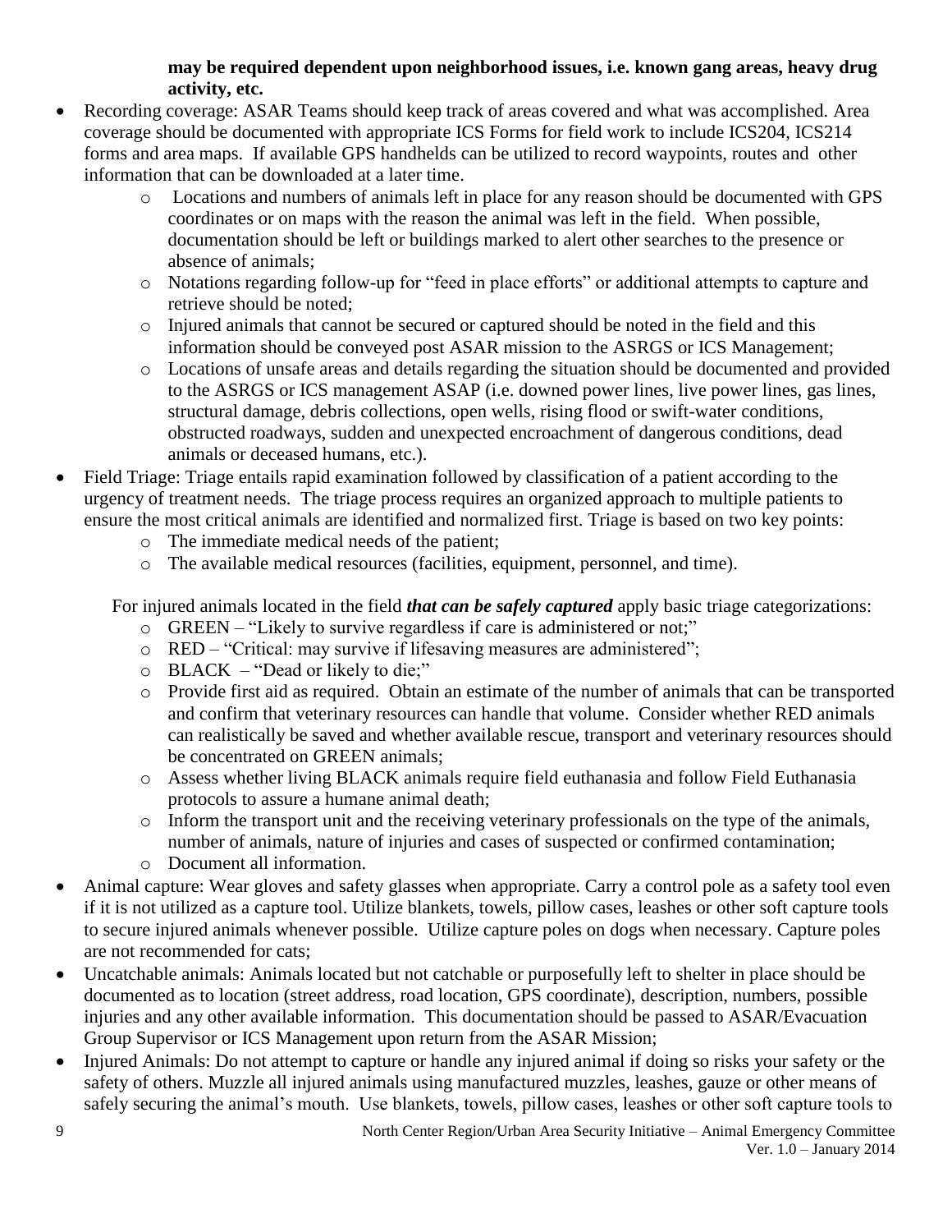**may be required dependent upon neighborhood issues, i.e. known gang areas, heavy drug activity, etc.**

- Recording coverage: ASAR Teams should keep track of areas covered and what was accomplished. Area coverage should be documented with appropriate ICS Forms for field work to include ICS204, ICS214 forms and area maps. If available GPS handhelds can be utilized to record waypoints, routes and other information that can be downloaded at a later time.
    - Locations and numbers of animals left in place for any reason should be documented with GPS coordinates or on maps with the reason the animal was left in the field. When possible, documentation should be left or buildings marked to alert other searches to the presence or absence of animals;
    - Notations regarding follow-up for "feed in place efforts" or additional attempts to capture and retrieve should be noted;
    - Injured animals that cannot be secured or captured should be noted in the field and this information should be conveyed post ASAR mission to the ASRGS or ICS Management;
    - Locations of unsafe areas and details regarding the situation should be documented and provided to the ASRGS or ICS management ASAP (i.e. downed power lines, live power lines, gas lines, structural damage, debris collections, open wells, rising flood or swift-water conditions, obstructed roadways, sudden and unexpected encroachment of dangerous conditions, dead animals or deceased humans, etc.).
- Field Triage: Triage entails rapid examination followed by classification of a patient according to the urgency of treatment needs. The triage process requires an organized approach to multiple patients to ensure the most critical animals are identified and normalized first. Triage is based on two key points:
    - The immediate medical needs of the patient;
    - The available medical resources (facilities, equipment, personnel, and time).

  For injured animals located in the field ***that can be safely captured*** apply basic triage categorizations:
    - GREEN – "Likely to survive regardless if care is administered or not;"
    - RED – "Critical: may survive if lifesaving measures are administered";
    - BLACK – "Dead or likely to die;"
    - Provide first aid as required. Obtain an estimate of the number of animals that can be transported and confirm that veterinary resources can handle that volume. Consider whether RED animals can realistically be saved and whether available rescue, transport and veterinary resources should be concentrated on GREEN animals;
    - Assess whether living BLACK animals require field euthanasia and follow Field Euthanasia protocols to assure a humane animal death;
    - Inform the transport unit and the receiving veterinary professionals on the type of the animals, number of animals, nature of injuries and cases of suspected or confirmed contamination;
    - Document all information.
- Animal capture: Wear gloves and safety glasses when appropriate. Carry a control pole as a safety tool even if it is not utilized as a capture tool. Utilize blankets, towels, pillow cases, leashes or other soft capture tools to secure injured animals whenever possible. Utilize capture poles on dogs when necessary. Capture poles are not recommended for cats;
- Uncatchable animals: Animals located but not catchable or purposefully left to shelter in place should be documented as to location (street address, road location, GPS coordinate), description, numbers, possible injuries and any other available information. This documentation should be passed to ASAR/Evacuation Group Supervisor or ICS Management upon return from the ASAR Mission;
- Injured Animals: Do not attempt to capture or handle any injured animal if doing so risks your safety or the safety of others. Muzzle all injured animals using manufactured muzzles, leashes, gauze or other means of safely securing the animal's mouth. Use blankets, towels, pillow cases, leashes or other soft capture tools to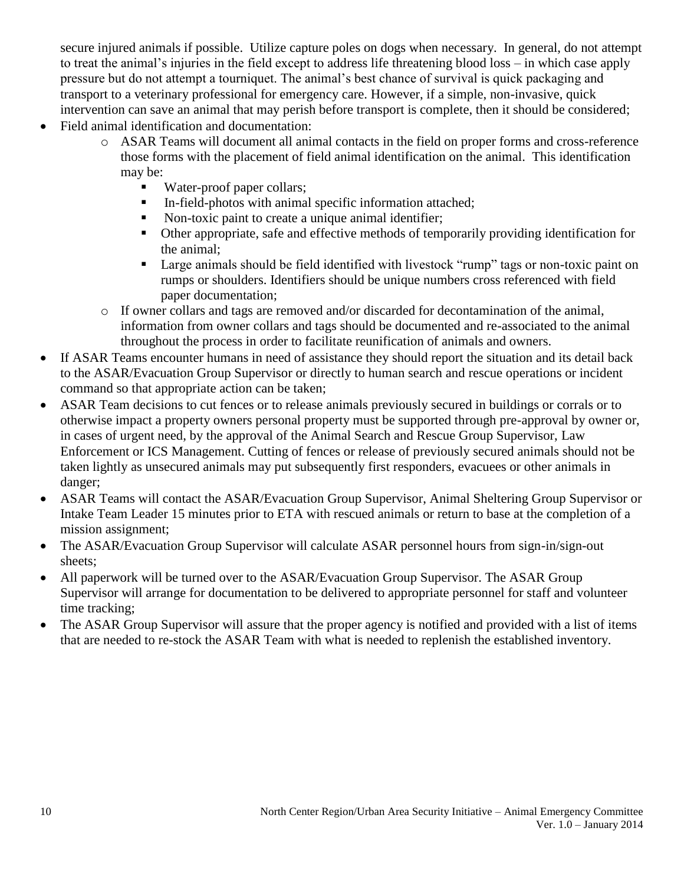secure injured animals if possible. Utilize capture poles on dogs when necessary. In general, do not attempt to treat the animal's injuries in the field except to address life threatening blood loss – in which case apply pressure but do not attempt a tourniquet. The animal's best chance of survival is quick packaging and transport to a veterinary professional for emergency care. However, if a simple, non-invasive, quick intervention can save an animal that may perish before transport is complete, then it should be considered;

- Field animal identification and documentation:
  - ASAR Teams will document all animal contacts in the field on proper forms and cross-reference those forms with the placement of field animal identification on the animal. This identification may be:
    - Water-proof paper collars;
    - In-field-photos with animal specific information attached;
    - Non-toxic paint to create a unique animal identifier;
    - Other appropriate, safe and effective methods of temporarily providing identification for the animal;
    - Large animals should be field identified with livestock "rump" tags or non-toxic paint on rumps or shoulders. Identifiers should be unique numbers cross referenced with field paper documentation;
  - If owner collars and tags are removed and/or discarded for decontamination of the animal, information from owner collars and tags should be documented and re-associated to the animal throughout the process in order to facilitate reunification of animals and owners.
- If ASAR Teams encounter humans in need of assistance they should report the situation and its detail back to the ASAR/Evacuation Group Supervisor or directly to human search and rescue operations or incident command so that appropriate action can be taken;
- ASAR Team decisions to cut fences or to release animals previously secured in buildings or corrals or to otherwise impact a property owners personal property must be supported through pre-approval by owner or, in cases of urgent need, by the approval of the Animal Search and Rescue Group Supervisor, Law Enforcement or ICS Management. Cutting of fences or release of previously secured animals should not be taken lightly as unsecured animals may put subsequently first responders, evacuees or other animals in danger;
- ASAR Teams will contact the ASAR/Evacuation Group Supervisor, Animal Sheltering Group Supervisor or Intake Team Leader 15 minutes prior to ETA with rescued animals or return to base at the completion of a mission assignment;
- The ASAR/Evacuation Group Supervisor will calculate ASAR personnel hours from sign-in/sign-out sheets;
- All paperwork will be turned over to the ASAR/Evacuation Group Supervisor. The ASAR Group Supervisor will arrange for documentation to be delivered to appropriate personnel for staff and volunteer time tracking;
- The ASAR Group Supervisor will assure that the proper agency is notified and provided with a list of items that are needed to re-stock the ASAR Team with what is needed to replenish the established inventory.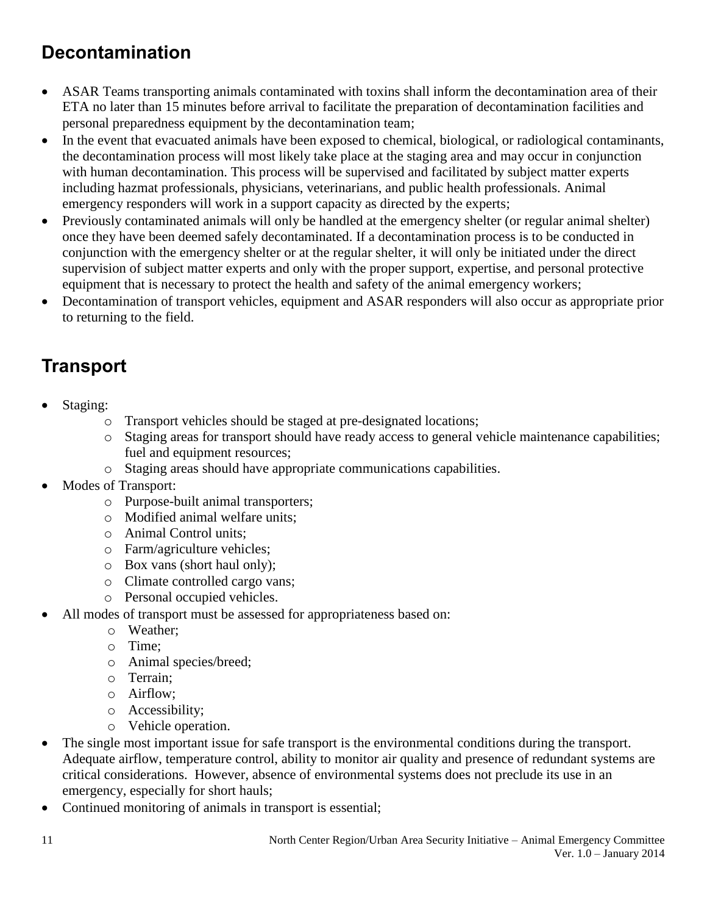## Decontamination

- ASAR Teams transporting animals contaminated with toxins shall inform the decontamination area of their ETA no later than 15 minutes before arrival to facilitate the preparation of decontamination facilities and personal preparedness equipment by the decontamination team;
- In the event that evacuated animals have been exposed to chemical, biological, or radiological contaminants, the decontamination process will most likely take place at the staging area and may occur in conjunction with human decontamination. This process will be supervised and facilitated by subject matter experts including hazmat professionals, physicians, veterinarians, and public health professionals. Animal emergency responders will work in a support capacity as directed by the experts;
- Previously contaminated animals will only be handled at the emergency shelter (or regular animal shelter) once they have been deemed safely decontaminated. If a decontamination process is to be conducted in conjunction with the emergency shelter or at the regular shelter, it will only be initiated under the direct supervision of subject matter experts and only with the proper support, expertise, and personal protective equipment that is necessary to protect the health and safety of the animal emergency workers;
- Decontamination of transport vehicles, equipment and ASAR responders will also occur as appropriate prior to returning to the field.

## Transport

- Staging:
    - Transport vehicles should be staged at pre-designated locations;
    - Staging areas for transport should have ready access to general vehicle maintenance capabilities; fuel and equipment resources;
    - Staging areas should have appropriate communications capabilities.
- Modes of Transport:
    - Purpose-built animal transporters;
    - Modified animal welfare units;
    - Animal Control units;
    - Farm/agriculture vehicles;
    - Box vans (short haul only);
    - Climate controlled cargo vans;
    - Personal occupied vehicles.
- All modes of transport must be assessed for appropriateness based on:
    - Weather;
    - Time;
    - Animal species/breed;
    - Terrain;
    - Airflow;
    - Accessibility;
    - Vehicle operation.
- The single most important issue for safe transport is the environmental conditions during the transport. Adequate airflow, temperature control, ability to monitor air quality and presence of redundant systems are critical considerations. However, absence of environmental systems does not preclude its use in an emergency, especially for short hauls;
- Continued monitoring of animals in transport is essential;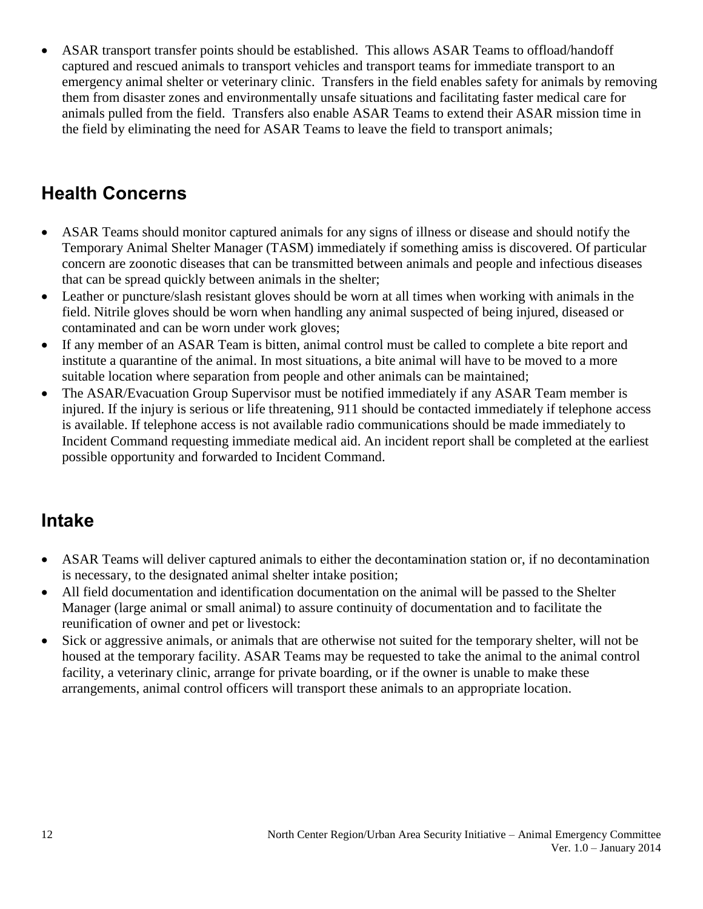- ASAR transport transfer points should be established. This allows ASAR Teams to offload/handoff captured and rescued animals to transport vehicles and transport teams for immediate transport to an emergency animal shelter or veterinary clinic. Transfers in the field enables safety for animals by removing them from disaster zones and environmentally unsafe situations and facilitating faster medical care for animals pulled from the field. Transfers also enable ASAR Teams to extend their ASAR mission time in the field by eliminating the need for ASAR Teams to leave the field to transport animals;

## Health Concerns

- ASAR Teams should monitor captured animals for any signs of illness or disease and should notify the Temporary Animal Shelter Manager (TASM) immediately if something amiss is discovered. Of particular concern are zoonotic diseases that can be transmitted between animals and people and infectious diseases that can be spread quickly between animals in the shelter;
- Leather or puncture/slash resistant gloves should be worn at all times when working with animals in the field. Nitrile gloves should be worn when handling any animal suspected of being injured, diseased or contaminated and can be worn under work gloves;
- If any member of an ASAR Team is bitten, animal control must be called to complete a bite report and institute a quarantine of the animal. In most situations, a bite animal will have to be moved to a more suitable location where separation from people and other animals can be maintained;
- The ASAR/Evacuation Group Supervisor must be notified immediately if any ASAR Team member is injured. If the injury is serious or life threatening, 911 should be contacted immediately if telephone access is available. If telephone access is not available radio communications should be made immediately to Incident Command requesting immediate medical aid. An incident report shall be completed at the earliest possible opportunity and forwarded to Incident Command.

## Intake

- ASAR Teams will deliver captured animals to either the decontamination station or, if no decontamination is necessary, to the designated animal shelter intake position;
- All field documentation and identification documentation on the animal will be passed to the Shelter Manager (large animal or small animal) to assure continuity of documentation and to facilitate the reunification of owner and pet or livestock:
- Sick or aggressive animals, or animals that are otherwise not suited for the temporary shelter, will not be housed at the temporary facility. ASAR Teams may be requested to take the animal to the animal control facility, a veterinary clinic, arrange for private boarding, or if the owner is unable to make these arrangements, animal control officers will transport these animals to an appropriate location.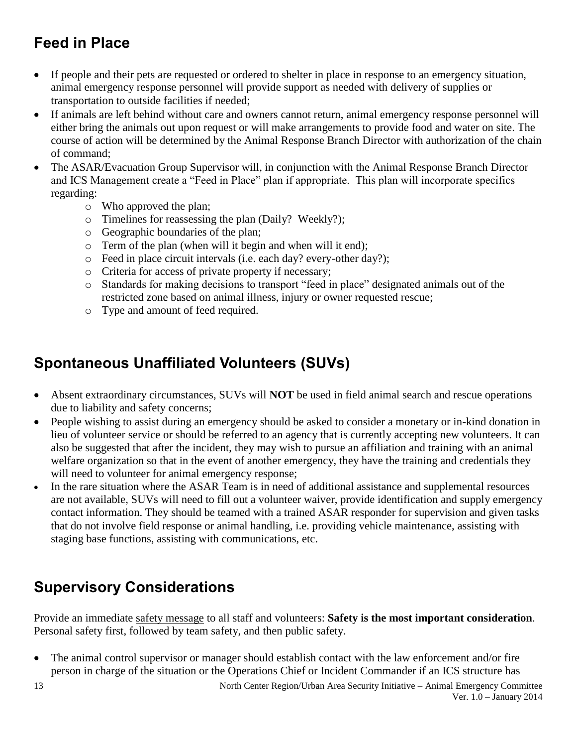## Feed in Place

- If people and their pets are requested or ordered to shelter in place in response to an emergency situation, animal emergency response personnel will provide support as needed with delivery of supplies or transportation to outside facilities if needed;
- If animals are left behind without care and owners cannot return, animal emergency response personnel will either bring the animals out upon request or will make arrangements to provide food and water on site. The course of action will be determined by the Animal Response Branch Director with authorization of the chain of command;
- The ASAR/Evacuation Group Supervisor will, in conjunction with the Animal Response Branch Director and ICS Management create a "Feed in Place" plan if appropriate. This plan will incorporate specifics regarding:
  - Who approved the plan;
  - Timelines for reassessing the plan (Daily? Weekly?);
  - Geographic boundaries of the plan;
  - Term of the plan (when will it begin and when will it end);
  - Feed in place circuit intervals (i.e. each day? every-other day?);
  - Criteria for access of private property if necessary;
  - Standards for making decisions to transport "feed in place" designated animals out of the restricted zone based on animal illness, injury or owner requested rescue;
  - Type and amount of feed required.

## Spontaneous Unaffiliated Volunteers (SUVs)

- Absent extraordinary circumstances, SUVs will **NOT** be used in field animal search and rescue operations due to liability and safety concerns;
- People wishing to assist during an emergency should be asked to consider a monetary or in-kind donation in lieu of volunteer service or should be referred to an agency that is currently accepting new volunteers. It can also be suggested that after the incident, they may wish to pursue an affiliation and training with an animal welfare organization so that in the event of another emergency, they have the training and credentials they will need to volunteer for animal emergency response;
- In the rare situation where the ASAR Team is in need of additional assistance and supplemental resources are not available, SUVs will need to fill out a volunteer waiver, provide identification and supply emergency contact information. They should be teamed with a trained ASAR responder for supervision and given tasks that do not involve field response or animal handling, i.e. providing vehicle maintenance, assisting with staging base functions, assisting with communications, etc.

## Supervisory Considerations

Provide an immediate safety message to all staff and volunteers: **Safety is the most important consideration**. Personal safety first, followed by team safety, and then public safety.

- The animal control supervisor or manager should establish contact with the law enforcement and/or fire person in charge of the situation or the Operations Chief or Incident Commander if an ICS structure has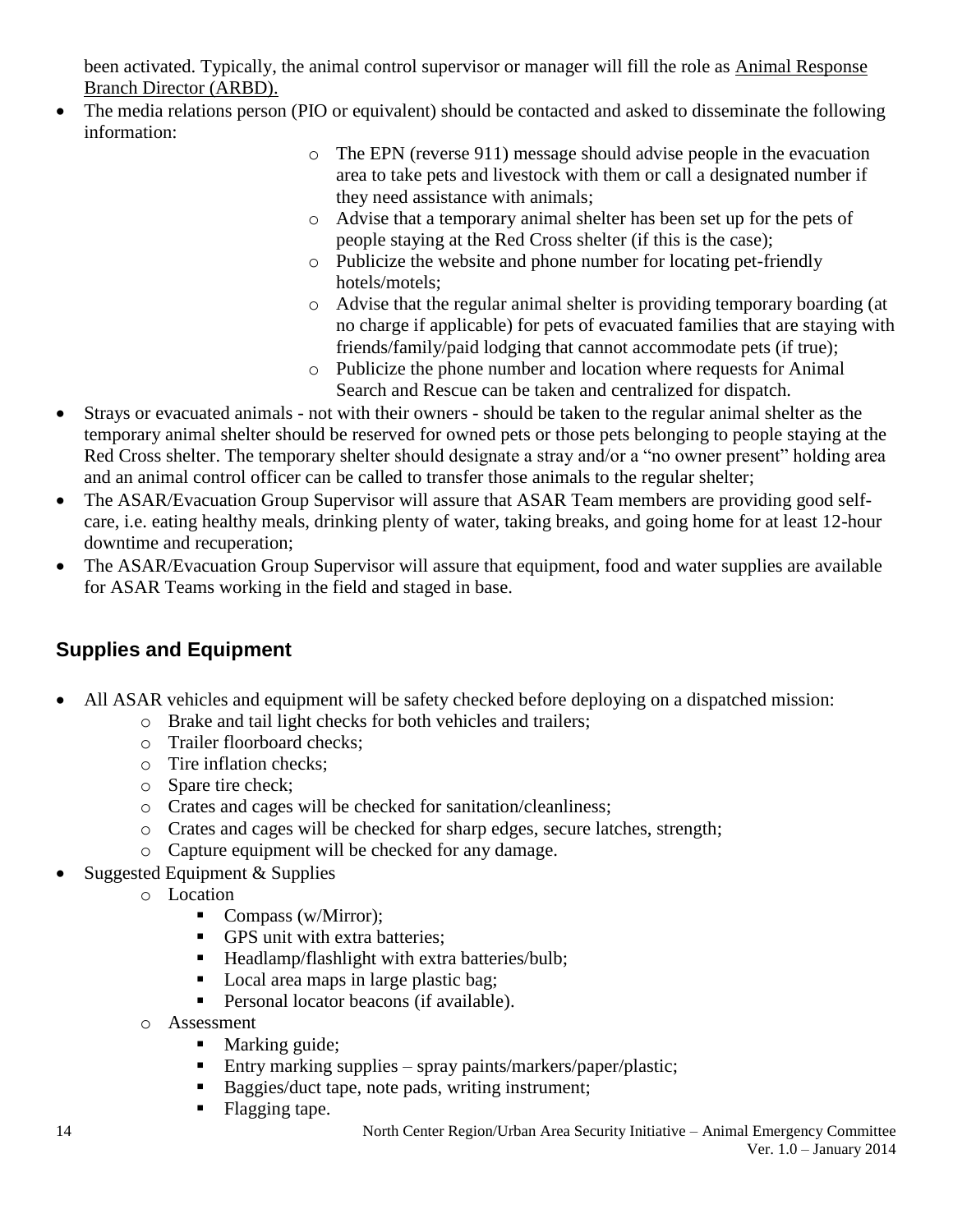been activated. Typically, the animal control supervisor or manager will fill the role as Animal Response Branch Director (ARBD).

- The media relations person (PIO or equivalent) should be contacted and asked to disseminate the following information:
  - The EPN (reverse 911) message should advise people in the evacuation area to take pets and livestock with them or call a designated number if they need assistance with animals;
  - Advise that a temporary animal shelter has been set up for the pets of people staying at the Red Cross shelter (if this is the case);
  - Publicize the website and phone number for locating pet-friendly hotels/motels;
  - Advise that the regular animal shelter is providing temporary boarding (at no charge if applicable) for pets of evacuated families that are staying with friends/family/paid lodging that cannot accommodate pets (if true);
  - Publicize the phone number and location where requests for Animal Search and Rescue can be taken and centralized for dispatch.
- Strays or evacuated animals - not with their owners - should be taken to the regular animal shelter as the temporary animal shelter should be reserved for owned pets or those pets belonging to people staying at the Red Cross shelter. The temporary shelter should designate a stray and/or a "no owner present" holding area and an animal control officer can be called to transfer those animals to the regular shelter;
- The ASAR/Evacuation Group Supervisor will assure that ASAR Team members are providing good self-care, i.e. eating healthy meals, drinking plenty of water, taking breaks, and going home for at least 12-hour downtime and recuperation;
- The ASAR/Evacuation Group Supervisor will assure that equipment, food and water supplies are available for ASAR Teams working in the field and staged in base.

## Supplies and Equipment

- All ASAR vehicles and equipment will be safety checked before deploying on a dispatched mission:
  - Brake and tail light checks for both vehicles and trailers;
  - Trailer floorboard checks;
  - Tire inflation checks;
  - Spare tire check;
  - Crates and cages will be checked for sanitation/cleanliness;
  - Crates and cages will be checked for sharp edges, secure latches, strength;
  - Capture equipment will be checked for any damage.
- Suggested Equipment & Supplies
  - Location
    - Compass (w/Mirror);
    - GPS unit with extra batteries;
    - Headlamp/flashlight with extra batteries/bulb;
    - Local area maps in large plastic bag;
    - Personal locator beacons (if available).
  - Assessment
    - Marking guide;
    - Entry marking supplies – spray paints/markers/paper/plastic;
    - Baggies/duct tape, note pads, writing instrument;
    - Flagging tape.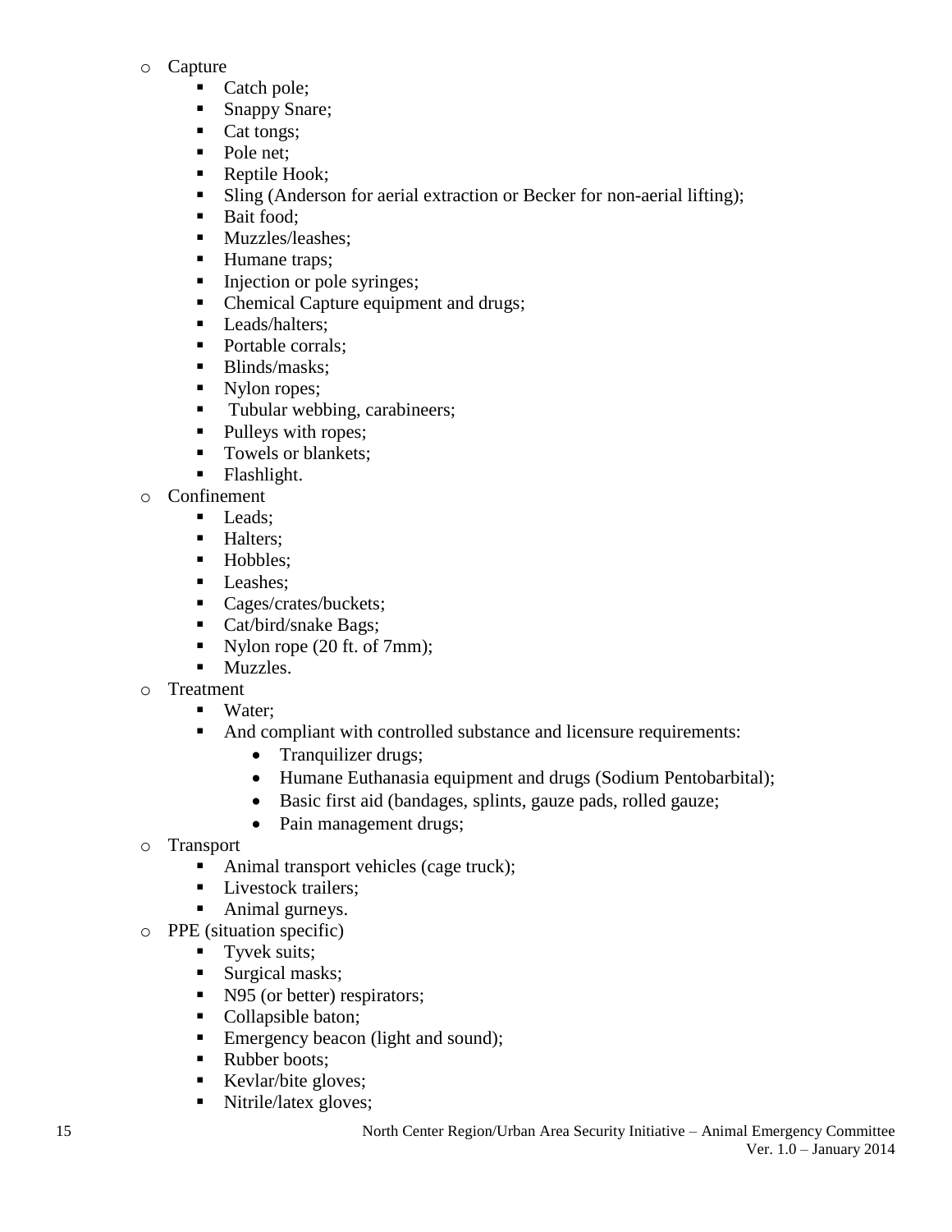- Capture
  - Catch pole;
  - Snappy Snare;
  - Cat tongs;
  - Pole net;
  - Reptile Hook;
  - Sling (Anderson for aerial extraction or Becker for non-aerial lifting);
  - Bait food;
  - Muzzles/leashes;
  - Humane traps;
  - Injection or pole syringes;
  - Chemical Capture equipment and drugs;
  - Leads/halters;
  - Portable corrals;
  - Blinds/masks;
  - Nylon ropes;
  - Tubular webbing, carabineers;
  - Pulleys with ropes;
  - Towels or blankets;
  - Flashlight.
- Confinement
  - Leads;
  - Halters;
  - Hobbles;
  - Leashes;
  - Cages/crates/buckets;
  - Cat/bird/snake Bags;
  - Nylon rope (20 ft. of 7mm);
  - Muzzles.
- Treatment
  - Water;
  - And compliant with controlled substance and licensure requirements:
    - Tranquilizer drugs;
    - Humane Euthanasia equipment and drugs (Sodium Pentobarbital);
    - Basic first aid (bandages, splints, gauze pads, rolled gauze;
    - Pain management drugs;
- Transport
  - Animal transport vehicles (cage truck);
  - Livestock trailers;
  - Animal gurneys.
- PPE (situation specific)
  - Tyvek suits;
  - Surgical masks;
  - N95 (or better) respirators;
  - Collapsible baton;
  - Emergency beacon (light and sound);
  - Rubber boots;
  - Kevlar/bite gloves;
  - Nitrile/latex gloves;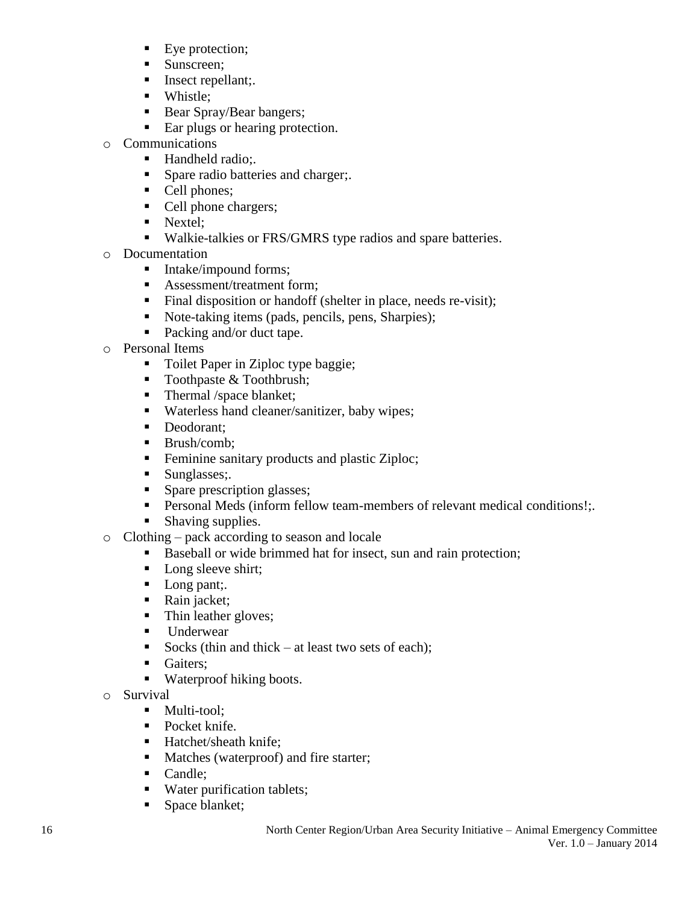- Eye protection;
    - Sunscreen;
    - Insect repellant;.
    - Whistle;
    - Bear Spray/Bear bangers;
    - Ear plugs or hearing protection.
  - Communications
    - Handheld radio;.
    - Spare radio batteries and charger;.
    - Cell phones;
    - Cell phone chargers;
    - Nextel;
    - Walkie-talkies or FRS/GMRS type radios and spare batteries.
  - Documentation
    - Intake/impound forms;
    - Assessment/treatment form;
    - Final disposition or handoff (shelter in place, needs re-visit);
    - Note-taking items (pads, pencils, pens, Sharpies);
    - Packing and/or duct tape.
  - Personal Items
    - Toilet Paper in Ziploc type baggie;
    - Toothpaste & Toothbrush;
    - Thermal /space blanket;
    - Waterless hand cleaner/sanitizer, baby wipes;
    - Deodorant;
    - Brush/comb;
    - Feminine sanitary products and plastic Ziploc;
    - Sunglasses;.
    - Spare prescription glasses;
    - Personal Meds (inform fellow team-members of relevant medical conditions!;.
    - Shaving supplies.
  - Clothing – pack according to season and locale
    - Baseball or wide brimmed hat for insect, sun and rain protection;
    - Long sleeve shirt;
    - Long pant;.
    - Rain jacket;
    - Thin leather gloves;
    - Underwear
    - Socks (thin and thick – at least two sets of each);
    - Gaiters;
    - Waterproof hiking boots.
  - Survival
    - Multi-tool;
    - Pocket knife.
    - Hatchet/sheath knife;
    - Matches (waterproof) and fire starter;
    - Candle;
    - Water purification tablets;
    - Space blanket;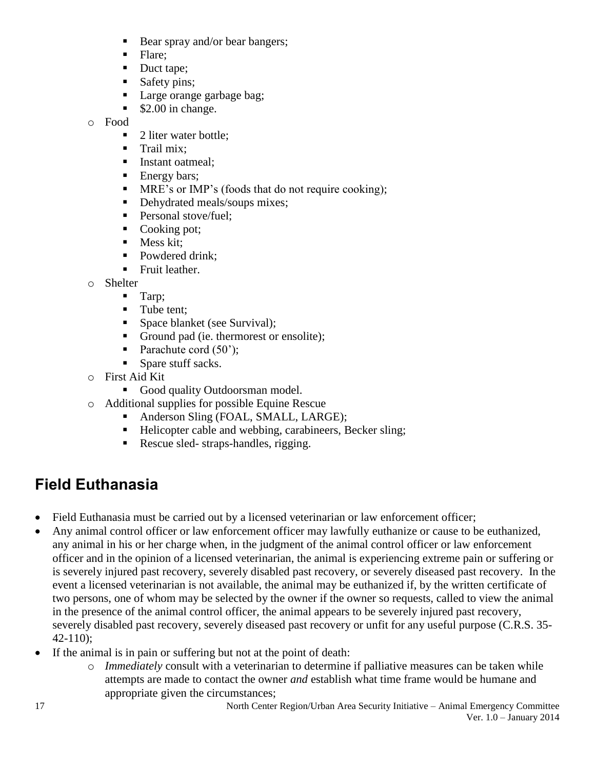- Bear spray and/or bear bangers;
  - Flare;
  - Duct tape;
  - Safety pins;
  - Large orange garbage bag;
  - $2.00 in change.
- Food
  - 2 liter water bottle;
  - Trail mix;
  - Instant oatmeal;
  - Energy bars;
  - MRE's or IMP's (foods that do not require cooking);
  - Dehydrated meals/soups mixes;
  - Personal stove/fuel;
  - Cooking pot;
  - Mess kit;
  - Powdered drink;
  - Fruit leather.
- Shelter
  - Tarp;
  - Tube tent;
  - Space blanket (see Survival);
  - Ground pad (ie. thermorest or ensolite);
  - Parachute cord (50');
  - Spare stuff sacks.
- First Aid Kit
  - Good quality Outdoorsman model.
- Additional supplies for possible Equine Rescue
  - Anderson Sling (FOAL, SMALL, LARGE);
  - Helicopter cable and webbing, carabineers, Becker sling;
  - Rescue sled- straps-handles, rigging.

## Field Euthanasia

- Field Euthanasia must be carried out by a licensed veterinarian or law enforcement officer;
- Any animal control officer or law enforcement officer may lawfully euthanize or cause to be euthanized, any animal in his or her charge when, in the judgment of the animal control officer or law enforcement officer and in the opinion of a licensed veterinarian, the animal is experiencing extreme pain or suffering or is severely injured past recovery, severely disabled past recovery, or severely diseased past recovery. In the event a licensed veterinarian is not available, the animal may be euthanized if, by the written certificate of two persons, one of whom may be selected by the owner if the owner so requests, called to view the animal in the presence of the animal control officer, the animal appears to be severely injured past recovery, severely disabled past recovery, severely diseased past recovery or unfit for any useful purpose (C.R.S. 35-42-110);
- If the animal is in pain or suffering but not at the point of death:
  - *Immediately* consult with a veterinarian to determine if palliative measures can be taken while attempts are made to contact the owner *and* establish what time frame would be humane and appropriate given the circumstances;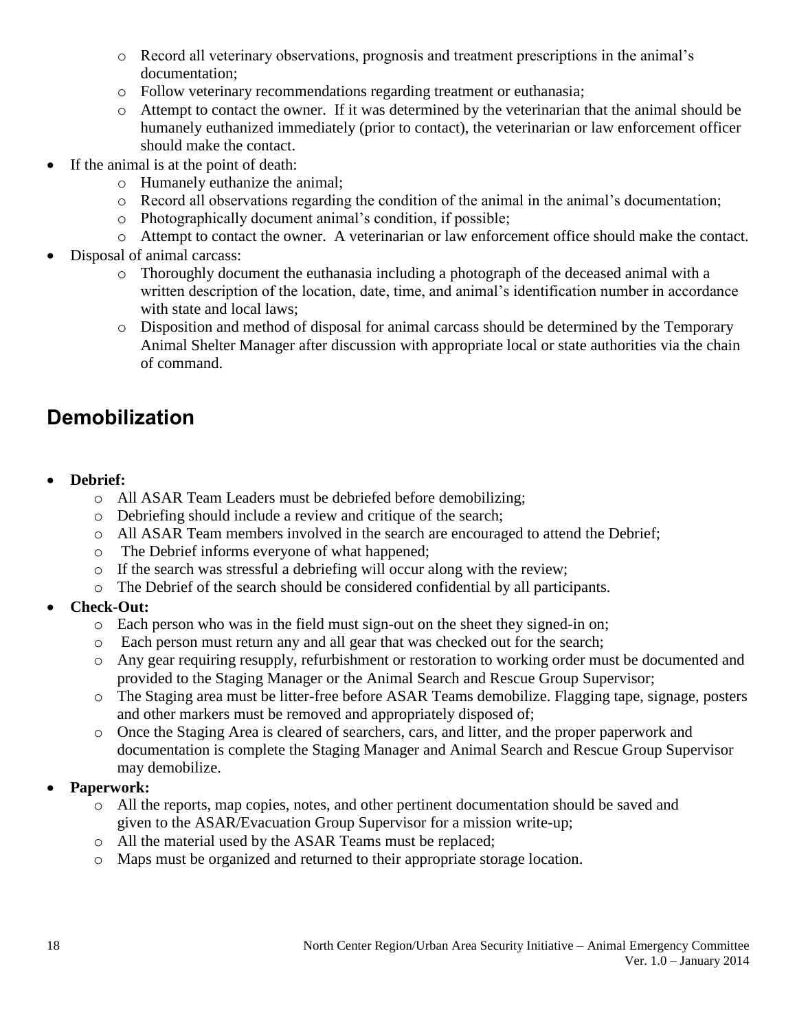- Record all veterinary observations, prognosis and treatment prescriptions in the animal's documentation;
  - Follow veterinary recommendations regarding treatment or euthanasia;
  - Attempt to contact the owner. If it was determined by the veterinarian that the animal should be humanely euthanized immediately (prior to contact), the veterinarian or law enforcement officer should make the contact.
- If the animal is at the point of death:
  - Humanely euthanize the animal;
  - Record all observations regarding the condition of the animal in the animal's documentation;
  - Photographically document animal's condition, if possible;
  - Attempt to contact the owner. A veterinarian or law enforcement office should make the contact.
- Disposal of animal carcass:
  - Thoroughly document the euthanasia including a photograph of the deceased animal with a written description of the location, date, time, and animal's identification number in accordance with state and local laws;
  - Disposition and method of disposal for animal carcass should be determined by the Temporary Animal Shelter Manager after discussion with appropriate local or state authorities via the chain of command.

## Demobilization

- **Debrief:**
  - All ASAR Team Leaders must be debriefed before demobilizing;
  - Debriefing should include a review and critique of the search;
  - All ASAR Team members involved in the search are encouraged to attend the Debrief;
  - The Debrief informs everyone of what happened;
  - If the search was stressful a debriefing will occur along with the review;
  - The Debrief of the search should be considered confidential by all participants.
- **Check-Out:**
  - Each person who was in the field must sign-out on the sheet they signed-in on;
  - Each person must return any and all gear that was checked out for the search;
  - Any gear requiring resupply, refurbishment or restoration to working order must be documented and provided to the Staging Manager or the Animal Search and Rescue Group Supervisor;
  - The Staging area must be litter-free before ASAR Teams demobilize. Flagging tape, signage, posters and other markers must be removed and appropriately disposed of;
  - Once the Staging Area is cleared of searchers, cars, and litter, and the proper paperwork and documentation is complete the Staging Manager and Animal Search and Rescue Group Supervisor may demobilize.
- **Paperwork:**
  - All the reports, map copies, notes, and other pertinent documentation should be saved and given to the ASAR/Evacuation Group Supervisor for a mission write-up;
  - All the material used by the ASAR Teams must be replaced;
  - Maps must be organized and returned to their appropriate storage location.